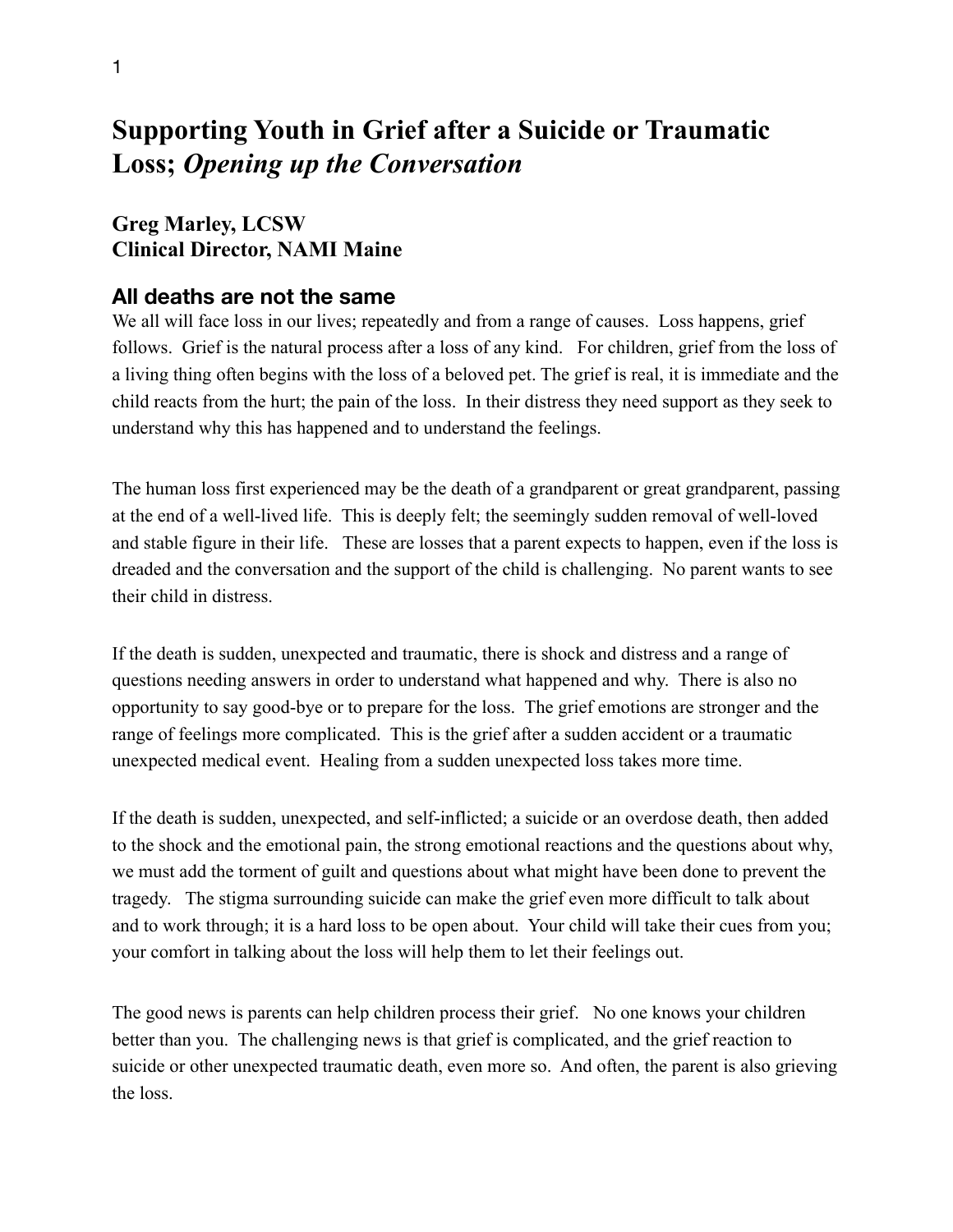# Supporting Youth in Grief after a Suicide or Traumatic Loss; *Opening up the Conversation*

**Greg Marley, LCSW**
**Clinical Director, NAMI Maine**

## All deaths are not the same

We all will face loss in our lives; repeatedly and from a range of causes. Loss happens, grief follows. Grief is the natural process after a loss of any kind. For children, grief from the loss of a living thing often begins with the loss of a beloved pet. The grief is real, it is immediate and the child reacts from the hurt; the pain of the loss. In their distress they need support as they seek to understand why this has happened and to understand the feelings.

The human loss first experienced may be the death of a grandparent or great grandparent, passing at the end of a well-lived life. This is deeply felt; the seemingly sudden removal of well-loved and stable figure in their life. These are losses that a parent expects to happen, even if the loss is dreaded and the conversation and the support of the child is challenging. No parent wants to see their child in distress.

If the death is sudden, unexpected and traumatic, there is shock and distress and a range of questions needing answers in order to understand what happened and why. There is also no opportunity to say good-bye or to prepare for the loss. The grief emotions are stronger and the range of feelings more complicated. This is the grief after a sudden accident or a traumatic unexpected medical event. Healing from a sudden unexpected loss takes more time.

If the death is sudden, unexpected, and self-inflicted; a suicide or an overdose death, then added to the shock and the emotional pain, the strong emotional reactions and the questions about why, we must add the torment of guilt and questions about what might have been done to prevent the tragedy. The stigma surrounding suicide can make the grief even more difficult to talk about and to work through; it is a hard loss to be open about. Your child will take their cues from you; your comfort in talking about the loss will help them to let their feelings out.

The good news is parents can help children process their grief. No one knows your children better than you. The challenging news is that grief is complicated, and the grief reaction to suicide or other unexpected traumatic death, even more so. And often, the parent is also grieving the loss.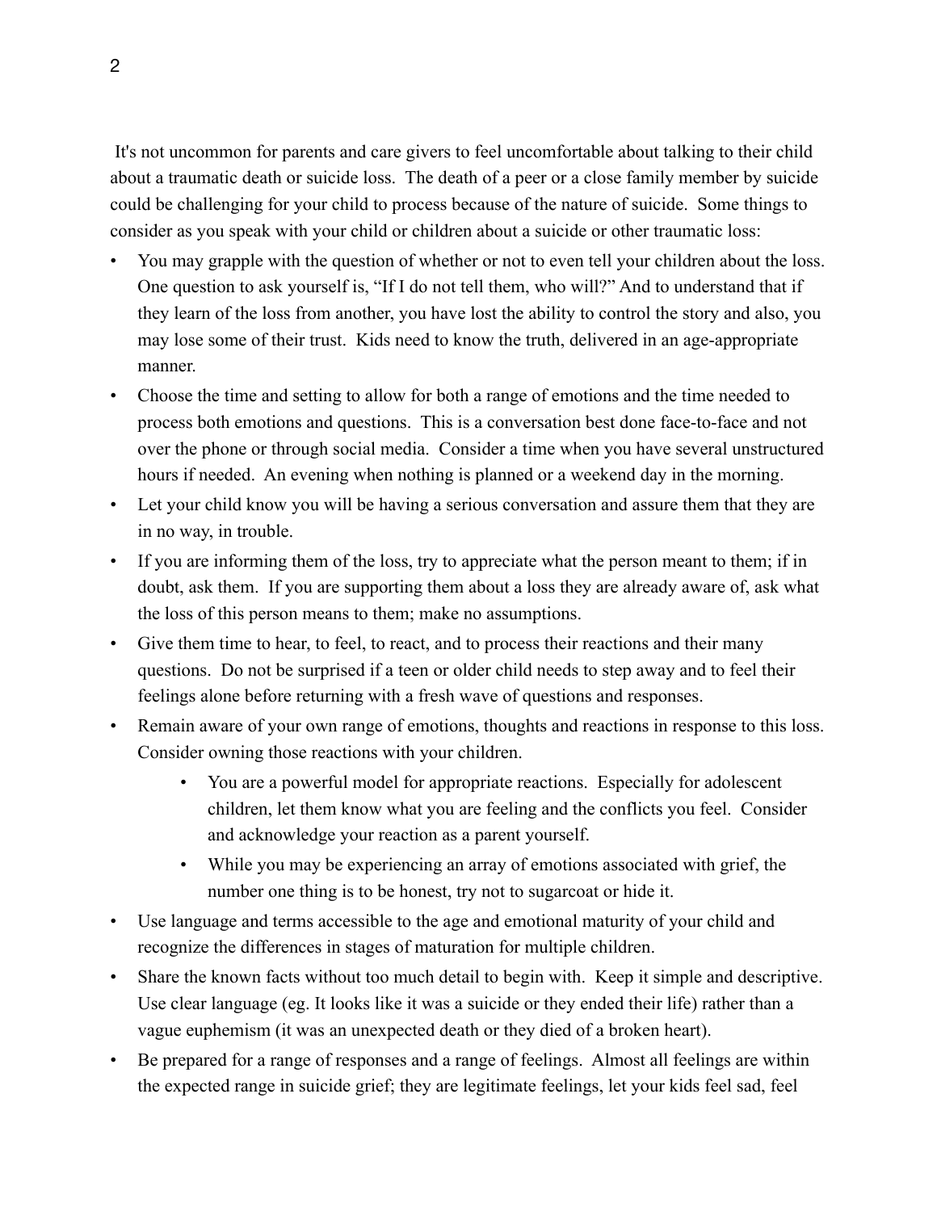It's not uncommon for parents and care givers to feel uncomfortable about talking to their child about a traumatic death or suicide loss. The death of a peer or a close family member by suicide could be challenging for your child to process because of the nature of suicide. Some things to consider as you speak with your child or children about a suicide or other traumatic loss:

- You may grapple with the question of whether or not to even tell your children about the loss. One question to ask yourself is, "If I do not tell them, who will?" And to understand that if they learn of the loss from another, you have lost the ability to control the story and also, you may lose some of their trust. Kids need to know the truth, delivered in an age-appropriate manner.
- Choose the time and setting to allow for both a range of emotions and the time needed to process both emotions and questions. This is a conversation best done face-to-face and not over the phone or through social media. Consider a time when you have several unstructured hours if needed. An evening when nothing is planned or a weekend day in the morning.
- Let your child know you will be having a serious conversation and assure them that they are in no way, in trouble.
- If you are informing them of the loss, try to appreciate what the person meant to them; if in doubt, ask them. If you are supporting them about a loss they are already aware of, ask what the loss of this person means to them; make no assumptions.
- Give them time to hear, to feel, to react, and to process their reactions and their many questions. Do not be surprised if a teen or older child needs to step away and to feel their feelings alone before returning with a fresh wave of questions and responses.
- Remain aware of your own range of emotions, thoughts and reactions in response to this loss. Consider owning those reactions with your children.
    - You are a powerful model for appropriate reactions. Especially for adolescent children, let them know what you are feeling and the conflicts you feel. Consider and acknowledge your reaction as a parent yourself.
    - While you may be experiencing an array of emotions associated with grief, the number one thing is to be honest, try not to sugarcoat or hide it.
- Use language and terms accessible to the age and emotional maturity of your child and recognize the differences in stages of maturation for multiple children.
- Share the known facts without too much detail to begin with. Keep it simple and descriptive. Use clear language (eg. It looks like it was a suicide or they ended their life) rather than a vague euphemism (it was an unexpected death or they died of a broken heart).
- Be prepared for a range of responses and a range of feelings. Almost all feelings are within the expected range in suicide grief; they are legitimate feelings, let your kids feel sad, feel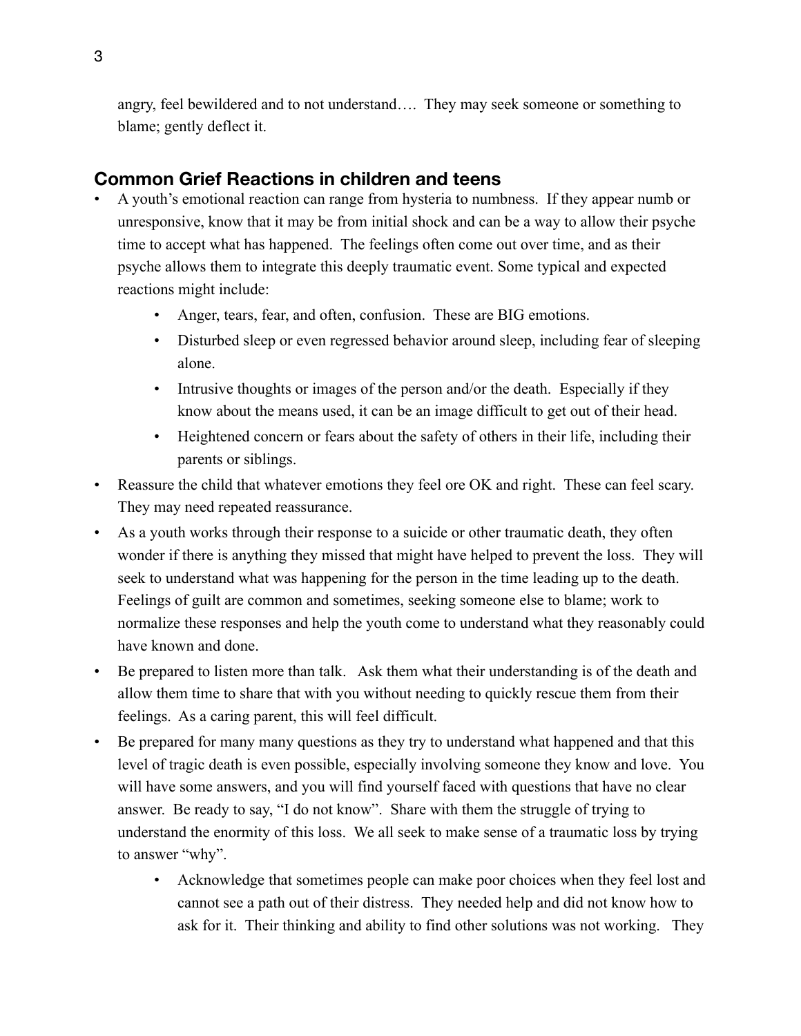angry, feel bewildered and to not understand…. They may seek someone or something to blame; gently deflect it.

## Common Grief Reactions in children and teens

- A youth's emotional reaction can range from hysteria to numbness. If they appear numb or unresponsive, know that it may be from initial shock and can be a way to allow their psyche time to accept what has happened. The feelings often come out over time, and as their psyche allows them to integrate this deeply traumatic event. Some typical and expected reactions might include:
    - Anger, tears, fear, and often, confusion. These are BIG emotions.
    - Disturbed sleep or even regressed behavior around sleep, including fear of sleeping alone.
    - Intrusive thoughts or images of the person and/or the death. Especially if they know about the means used, it can be an image difficult to get out of their head.
    - Heightened concern or fears about the safety of others in their life, including their parents or siblings.
- Reassure the child that whatever emotions they feel ore OK and right. These can feel scary. They may need repeated reassurance.
- As a youth works through their response to a suicide or other traumatic death, they often wonder if there is anything they missed that might have helped to prevent the loss. They will seek to understand what was happening for the person in the time leading up to the death. Feelings of guilt are common and sometimes, seeking someone else to blame; work to normalize these responses and help the youth come to understand what they reasonably could have known and done.
- Be prepared to listen more than talk. Ask them what their understanding is of the death and allow them time to share that with you without needing to quickly rescue them from their feelings. As a caring parent, this will feel difficult.
- Be prepared for many many questions as they try to understand what happened and that this level of tragic death is even possible, especially involving someone they know and love. You will have some answers, and you will find yourself faced with questions that have no clear answer. Be ready to say, "I do not know". Share with them the struggle of trying to understand the enormity of this loss. We all seek to make sense of a traumatic loss by trying to answer "why".
    - Acknowledge that sometimes people can make poor choices when they feel lost and cannot see a path out of their distress. They needed help and did not know how to ask for it. Their thinking and ability to find other solutions was not working. They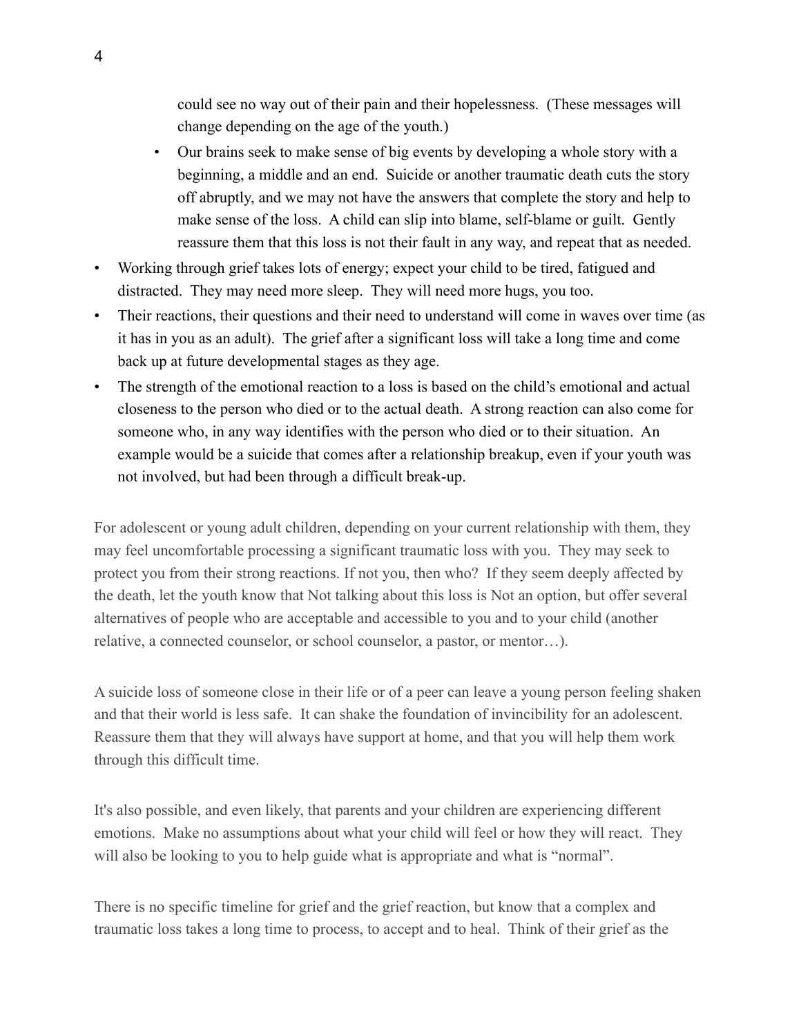could see no way out of their pain and their hopelessness. (These messages will change depending on the age of the youth.)

  - Our brains seek to make sense of big events by developing a whole story with a beginning, a middle and an end. Suicide or another traumatic death cuts the story off abruptly, and we may not have the answers that complete the story and help to make sense of the loss. A child can slip into blame, self-blame or guilt. Gently reassure them that this loss is not their fault in any way, and repeat that as needed.

- Working through grief takes lots of energy; expect your child to be tired, fatigued and distracted. They may need more sleep. They will need more hugs, you too.
- Their reactions, their questions and their need to understand will come in waves over time (as it has in you as an adult). The grief after a significant loss will take a long time and come back up at future developmental stages as they age.
- The strength of the emotional reaction to a loss is based on the child's emotional and actual closeness to the person who died or to the actual death. A strong reaction can also come for someone who, in any way identifies with the person who died or to their situation. An example would be a suicide that comes after a relationship breakup, even if your youth was not involved, but had been through a difficult break-up.

For adolescent or young adult children, depending on your current relationship with them, they may feel uncomfortable processing a significant traumatic loss with you. They may seek to protect you from their strong reactions. If not you, then who? If they seem deeply affected by the death, let the youth know that Not talking about this loss is Not an option, but offer several alternatives of people who are acceptable and accessible to you and to your child (another relative, a connected counselor, or school counselor, a pastor, or mentor…).

A suicide loss of someone close in their life or of a peer can leave a young person feeling shaken and that their world is less safe. It can shake the foundation of invincibility for an adolescent. Reassure them that they will always have support at home, and that you will help them work through this difficult time.

It's also possible, and even likely, that parents and your children are experiencing different emotions. Make no assumptions about what your child will feel or how they will react. They will also be looking to you to help guide what is appropriate and what is "normal".

There is no specific timeline for grief and the grief reaction, but know that a complex and traumatic loss takes a long time to process, to accept and to heal. Think of their grief as the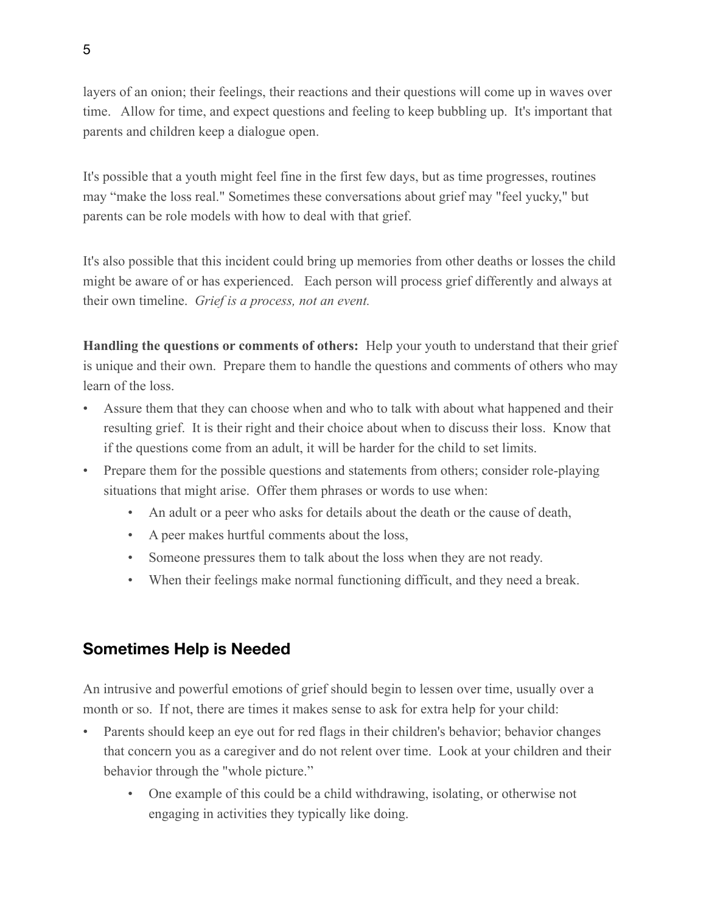layers of an onion; their feelings, their reactions and their questions will come up in waves over time. Allow for time, and expect questions and feeling to keep bubbling up. It's important that parents and children keep a dialogue open.

It's possible that a youth might feel fine in the first few days, but as time progresses, routines may "make the loss real." Sometimes these conversations about grief may "feel yucky," but parents can be role models with how to deal with that grief.

It's also possible that this incident could bring up memories from other deaths or losses the child might be aware of or has experienced. Each person will process grief differently and always at their own timeline. *Grief is a process, not an event.*

**Handling the questions or comments of others:** Help your youth to understand that their grief is unique and their own. Prepare them to handle the questions and comments of others who may learn of the loss.

- Assure them that they can choose when and who to talk with about what happened and their resulting grief. It is their right and their choice about when to discuss their loss. Know that if the questions come from an adult, it will be harder for the child to set limits.
- Prepare them for the possible questions and statements from others; consider role-playing situations that might arise. Offer them phrases or words to use when:
    - An adult or a peer who asks for details about the death or the cause of death,
    - A peer makes hurtful comments about the loss,
    - Someone pressures them to talk about the loss when they are not ready.
    - When their feelings make normal functioning difficult, and they need a break.

## Sometimes Help is Needed

An intrusive and powerful emotions of grief should begin to lessen over time, usually over a month or so. If not, there are times it makes sense to ask for extra help for your child:

- Parents should keep an eye out for red flags in their children's behavior; behavior changes that concern you as a caregiver and do not relent over time. Look at your children and their behavior through the "whole picture."
    - One example of this could be a child withdrawing, isolating, or otherwise not engaging in activities they typically like doing.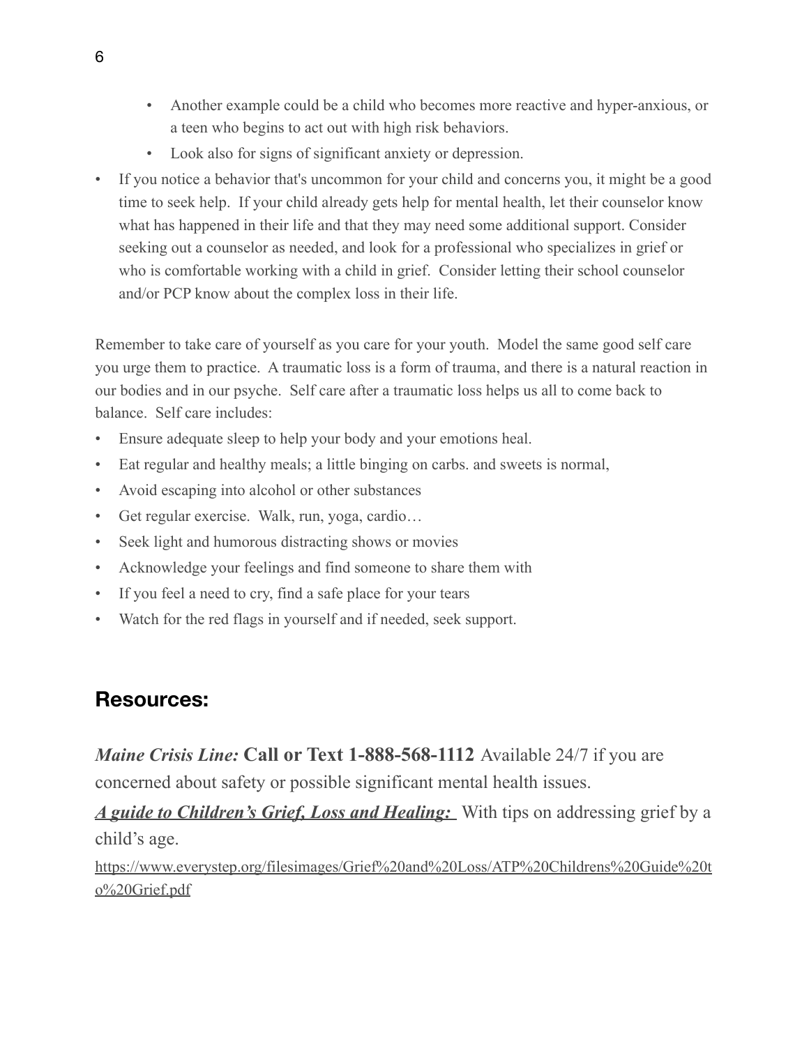- Another example could be a child who becomes more reactive and hyper-anxious, or a teen who begins to act out with high risk behaviors.
   - Look also for signs of significant anxiety or depression.
- If you notice a behavior that's uncommon for your child and concerns you, it might be a good time to seek help. If your child already gets help for mental health, let their counselor know what has happened in their life and that they may need some additional support. Consider seeking out a counselor as needed, and look for a professional who specializes in grief or who is comfortable working with a child in grief. Consider letting their school counselor and/or PCP know about the complex loss in their life.

Remember to take care of yourself as you care for your youth. Model the same good self care you urge them to practice. A traumatic loss is a form of trauma, and there is a natural reaction in our bodies and in our psyche. Self care after a traumatic loss helps us all to come back to balance. Self care includes:

- Ensure adequate sleep to help your body and your emotions heal.
- Eat regular and healthy meals; a little binging on carbs. and sweets is normal,
- Avoid escaping into alcohol or other substances
- Get regular exercise. Walk, run, yoga, cardio…
- Seek light and humorous distracting shows or movies
- Acknowledge your feelings and find someone to share them with
- If you feel a need to cry, find a safe place for your tears
- Watch for the red flags in yourself and if needed, seek support.

## Resources:

***Maine Crisis Line:*** **Call or Text 1-888-568-1112** Available 24/7 if you are concerned about safety or possible significant mental health issues.

***A guide to Children's Grief, Loss and Healing:*** With tips on addressing grief by a child's age.

https://www.everystep.org/filesimages/Grief%20and%20Loss/ATP%20Childrens%20Guide%20to%20Grief.pdf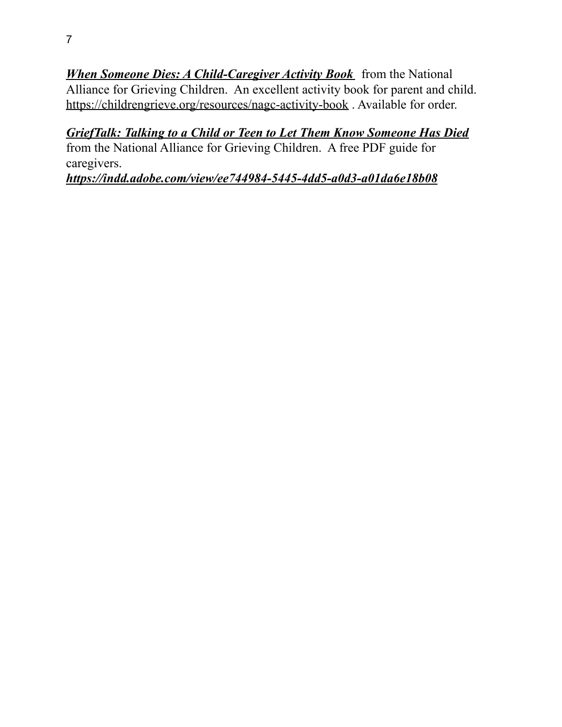***When Someone Dies: A Child-Caregiver Activity Book*** from the National Alliance for Grieving Children. An excellent activity book for parent and child. https://childrengrieve.org/resources/nagc-activity-book . Available for order.

***GriefTalk: Talking to a Child or Teen to Let Them Know Someone Has Died*** from the National Alliance for Grieving Children. A free PDF guide for caregivers.
***https://indd.adobe.com/view/ee744984-5445-4dd5-a0d3-a01da6e18b08***